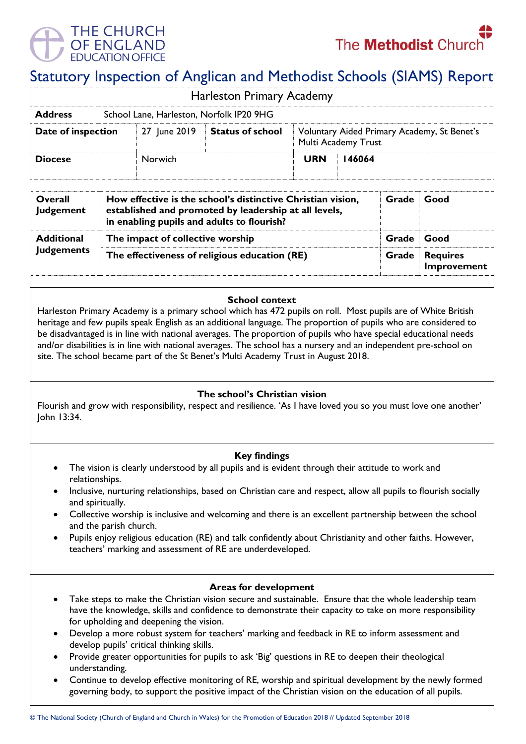THE CHURCH OF ENGLAND EDUCATION OFFICE

The Methodist Church

# Statutory Inspection of Anglican and Methodist Schools (SIAMS) Report

| Harleston Primary Academy | | | | | |
|---|---|---|---|---|---|
| **Address** | School Lane, Harleston, Norfolk IP20 9HG | | | | |
| **Date of inspection** | 27 June 2019 | **Status of school** | Voluntary Aided Primary Academy, St Benet's Multi Academy Trust | | |
| **Diocese** | Norwich | | **URN** | **146064** | |

| | | | |
|---|---|---|---|
| **Overall Judgement** | **How effective is the school's distinctive Christian vision, established and promoted by leadership at all levels, in enabling pupils and adults to flourish?** | **Grade** | **Good** |
| **Additional Judgements** | **The impact of collective worship** | **Grade** | **Good** |
| | **The effectiveness of religious education (RE)** | **Grade** | **Requires Improvement** |

### School context

Harleston Primary Academy is a primary school which has 472 pupils on roll. Most pupils are of White British heritage and few pupils speak English as an additional language. The proportion of pupils who are considered to be disadvantaged is in line with national averages. The proportion of pupils who have special educational needs and/or disabilities is in line with national averages. The school has a nursery and an independent pre-school on site. The school became part of the St Benet's Multi Academy Trust in August 2018.

### The school's Christian vision

Flourish and grow with responsibility, respect and resilience. 'As I have loved you so you must love one another' John 13:34.

### Key findings

- The vision is clearly understood by all pupils and is evident through their attitude to work and relationships.
- Inclusive, nurturing relationships, based on Christian care and respect, allow all pupils to flourish socially and spiritually.
- Collective worship is inclusive and welcoming and there is an excellent partnership between the school and the parish church.
- Pupils enjoy religious education (RE) and talk confidently about Christianity and other faiths. However, teachers' marking and assessment of RE are underdeveloped.

### Areas for development

- Take steps to make the Christian vision secure and sustainable. Ensure that the whole leadership team have the knowledge, skills and confidence to demonstrate their capacity to take on more responsibility for upholding and deepening the vision.
- Develop a more robust system for teachers' marking and feedback in RE to inform assessment and develop pupils' critical thinking skills.
- Provide greater opportunities for pupils to ask 'Big' questions in RE to deepen their theological understanding.
- Continue to develop effective monitoring of RE, worship and spiritual development by the newly formed governing body, to support the positive impact of the Christian vision on the education of all pupils.

© The National Society (Church of England and Church in Wales) for the Promotion of Education 2018 // Updated September 2018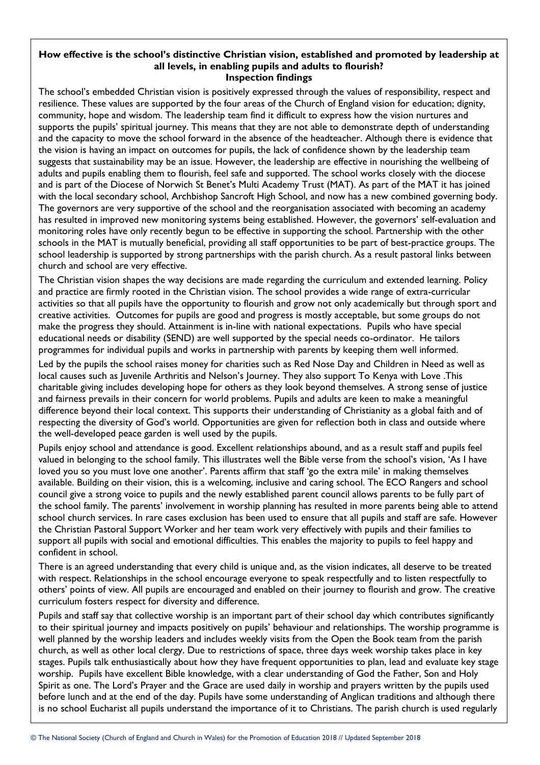**How effective is the school's distinctive Christian vision, established and promoted by leadership at all levels, in enabling pupils and adults to flourish?**
**Inspection findings**

The school's embedded Christian vision is positively expressed through the values of responsibility, respect and resilience. These values are supported by the four areas of the Church of England vision for education; dignity, community, hope and wisdom. The leadership team find it difficult to express how the vision nurtures and supports the pupils' spiritual journey. This means that they are not able to demonstrate depth of understanding and the capacity to move the school forward in the absence of the headteacher. Although there is evidence that the vision is having an impact on outcomes for pupils, the lack of confidence shown by the leadership team suggests that sustainability may be an issue. However, the leadership are effective in nourishing the wellbeing of adults and pupils enabling them to flourish, feel safe and supported. The school works closely with the diocese and is part of the Diocese of Norwich St Benet's Multi Academy Trust (MAT). As part of the MAT it has joined with the local secondary school, Archbishop Sancroft High School, and now has a new combined governing body. The governors are very supportive of the school and the reorganisation associated with becoming an academy has resulted in improved new monitoring systems being established. However, the governors' self-evaluation and monitoring roles have only recently begun to be effective in supporting the school. Partnership with the other schools in the MAT is mutually beneficial, providing all staff opportunities to be part of best-practice groups. The school leadership is supported by strong partnerships with the parish church. As a result pastoral links between church and school are very effective.

The Christian vision shapes the way decisions are made regarding the curriculum and extended learning. Policy and practice are firmly rooted in the Christian vision. The school provides a wide range of extra-curricular activities so that all pupils have the opportunity to flourish and grow not only academically but through sport and creative activities. Outcomes for pupils are good and progress is mostly acceptable, but some groups do not make the progress they should. Attainment is in-line with national expectations. Pupils who have special educational needs or disability (SEND) are well supported by the special needs co-ordinator. He tailors programmes for individual pupils and works in partnership with parents by keeping them well informed.

Led by the pupils the school raises money for charities such as Red Nose Day and Children in Need as well as local causes such as Juvenile Arthritis and Nelson's Journey. They also support To Kenya with Love .This charitable giving includes developing hope for others as they look beyond themselves. A strong sense of justice and fairness prevails in their concern for world problems. Pupils and adults are keen to make a meaningful difference beyond their local context. This supports their understanding of Christianity as a global faith and of respecting the diversity of God's world. Opportunities are given for reflection both in class and outside where the well-developed peace garden is well used by the pupils.

Pupils enjoy school and attendance is good. Excellent relationships abound, and as a result staff and pupils feel valued in belonging to the school family. This illustrates well the Bible verse from the school's vision, 'As I have loved you so you must love one another'. Parents affirm that staff 'go the extra mile' in making themselves available. Building on their vision, this is a welcoming, inclusive and caring school. The ECO Rangers and school council give a strong voice to pupils and the newly established parent council allows parents to be fully part of the school family. The parents' involvement in worship planning has resulted in more parents being able to attend school church services. In rare cases exclusion has been used to ensure that all pupils and staff are safe. However the Christian Pastoral Support Worker and her team work very effectively with pupils and their families to support all pupils with social and emotional difficulties. This enables the majority to pupils to feel happy and confident in school.

There is an agreed understanding that every child is unique and, as the vision indicates, all deserve to be treated with respect. Relationships in the school encourage everyone to speak respectfully and to listen respectfully to others' points of view. All pupils are encouraged and enabled on their journey to flourish and grow. The creative curriculum fosters respect for diversity and difference.

Pupils and staff say that collective worship is an important part of their school day which contributes significantly to their spiritual journey and impacts positively on pupils' behaviour and relationships. The worship programme is well planned by the worship leaders and includes weekly visits from the Open the Book team from the parish church, as well as other local clergy. Due to restrictions of space, three days week worship takes place in key stages. Pupils talk enthusiastically about how they have frequent opportunities to plan, lead and evaluate key stage worship. Pupils have excellent Bible knowledge, with a clear understanding of God the Father, Son and Holy Spirit as one. The Lord's Prayer and the Grace are used daily in worship and prayers written by the pupils used before lunch and at the end of the day. Pupils have some understanding of Anglican traditions and although there is no school Eucharist all pupils understand the importance of it to Christians. The parish church is used regularly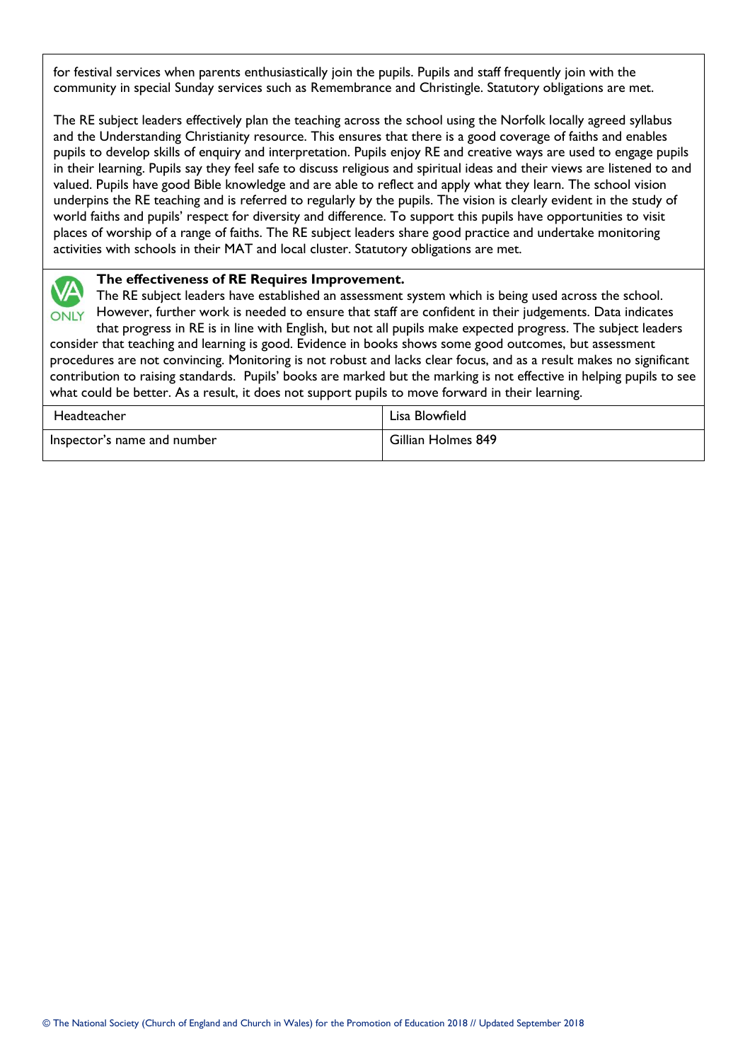for festival services when parents enthusiastically join the pupils. Pupils and staff frequently join with the community in special Sunday services such as Remembrance and Christingle. Statutory obligations are met.

The RE subject leaders effectively plan the teaching across the school using the Norfolk locally agreed syllabus and the Understanding Christianity resource. This ensures that there is a good coverage of faiths and enables pupils to develop skills of enquiry and interpretation. Pupils enjoy RE and creative ways are used to engage pupils in their learning. Pupils say they feel safe to discuss religious and spiritual ideas and their views are listened to and valued. Pupils have good Bible knowledge and are able to reflect and apply what they learn. The school vision underpins the RE teaching and is referred to regularly by the pupils. The vision is clearly evident in the study of world faiths and pupils' respect for diversity and difference. To support this pupils have opportunities to visit places of worship of a range of faiths. The RE subject leaders share good practice and undertake monitoring activities with schools in their MAT and local cluster. Statutory obligations are met.

VA ONLY

**The effectiveness of RE Requires Improvement.**

The RE subject leaders have established an assessment system which is being used across the school. However, further work is needed to ensure that staff are confident in their judgements. Data indicates that progress in RE is in line with English, but not all pupils make expected progress. The subject leaders consider that teaching and learning is good. Evidence in books shows some good outcomes, but assessment procedures are not convincing. Monitoring is not robust and lacks clear focus, and as a result makes no significant contribution to raising standards. Pupils' books are marked but the marking is not effective in helping pupils to see what could be better. As a result, it does not support pupils to move forward in their learning.

| | |
|---|---|
| Headteacher | Lisa Blowfield |
| Inspector's name and number | Gillian Holmes 849 |

© The National Society (Church of England and Church in Wales) for the Promotion of Education 2018 // Updated September 2018